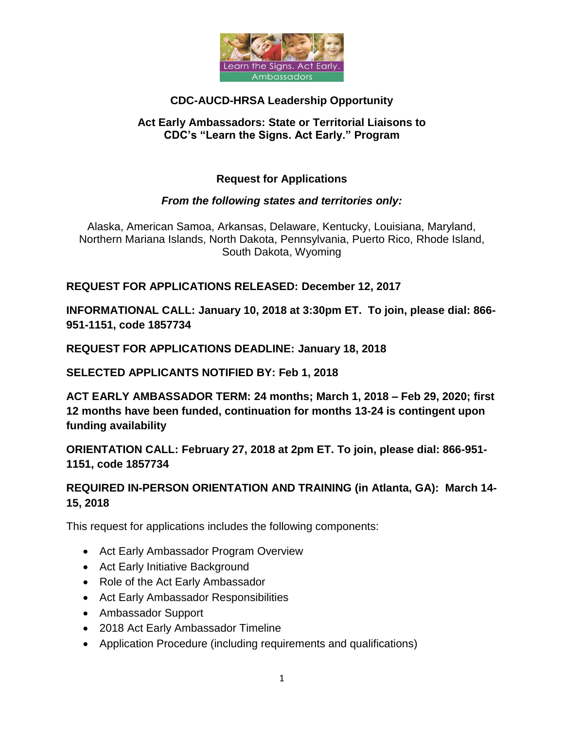# CDC-AUCD-HRSA Leadership Opportunity

## Act Early Ambassadors: State or Territorial Liaisons to CDC's "Learn the Signs. Act Early." Program

## Request for Applications

***From the following states and territories only:***

Alaska, American Samoa, Arkansas, Delaware, Kentucky, Louisiana, Maryland, Northern Mariana Islands, North Dakota, Pennsylvania, Puerto Rico, Rhode Island, South Dakota, Wyoming

**REQUEST FOR APPLICATIONS RELEASED: December 12, 2017**

**INFORMATIONAL CALL: January 10, 2018 at 3:30pm ET. To join, please dial: 866-951-1151, code 1857734**

**REQUEST FOR APPLICATIONS DEADLINE: January 18, 2018**

**SELECTED APPLICANTS NOTIFIED BY: Feb 1, 2018**

**ACT EARLY AMBASSADOR TERM: 24 months; March 1, 2018 – Feb 29, 2020; first 12 months have been funded, continuation for months 13-24 is contingent upon funding availability**

**ORIENTATION CALL: February 27, 2018 at 2pm ET. To join, please dial: 866-951-1151, code 1857734**

**REQUIRED IN-PERSON ORIENTATION AND TRAINING (in Atlanta, GA): March 14-15, 2018**

This request for applications includes the following components:

- Act Early Ambassador Program Overview
- Act Early Initiative Background
- Role of the Act Early Ambassador
- Act Early Ambassador Responsibilities
- Ambassador Support
- 2018 Act Early Ambassador Timeline
- Application Procedure (including requirements and qualifications)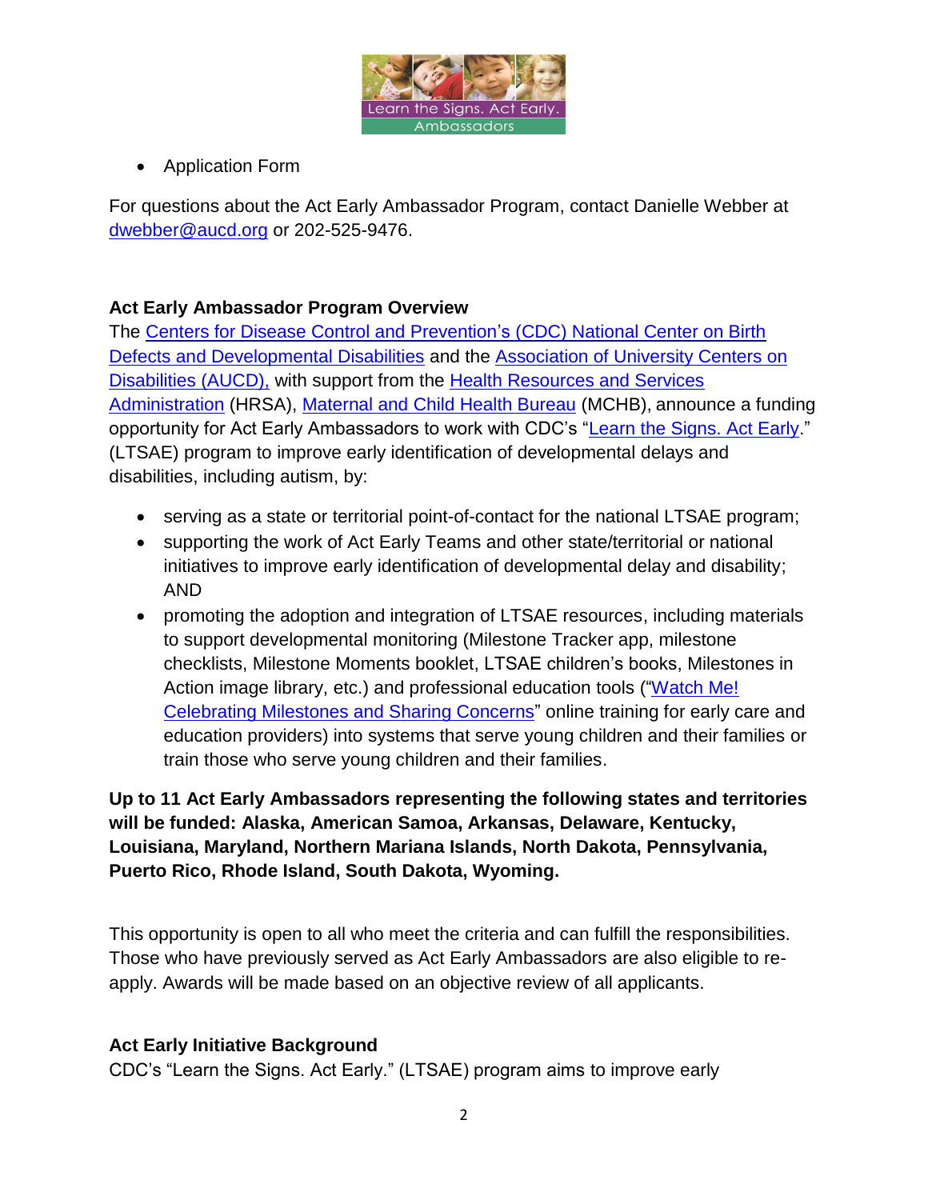- Application Form

For questions about the Act Early Ambassador Program, contact Danielle Webber at dwebber@aucd.org or 202-525-9476.

**Act Early Ambassador Program Overview**

The Centers for Disease Control and Prevention's (CDC) National Center on Birth Defects and Developmental Disabilities and the Association of University Centers on Disabilities (AUCD), with support from the Health Resources and Services Administration (HRSA), Maternal and Child Health Bureau (MCHB), announce a funding opportunity for Act Early Ambassadors to work with CDC's "Learn the Signs. Act Early." (LTSAE) program to improve early identification of developmental delays and disabilities, including autism, by:

- serving as a state or territorial point-of-contact for the national LTSAE program;
- supporting the work of Act Early Teams and other state/territorial or national initiatives to improve early identification of developmental delay and disability; AND
- promoting the adoption and integration of LTSAE resources, including materials to support developmental monitoring (Milestone Tracker app, milestone checklists, Milestone Moments booklet, LTSAE children's books, Milestones in Action image library, etc.) and professional education tools ("Watch Me! Celebrating Milestones and Sharing Concerns" online training for early care and education providers) into systems that serve young children and their families or train those who serve young children and their families.

**Up to 11 Act Early Ambassadors representing the following states and territories will be funded: Alaska, American Samoa, Arkansas, Delaware, Kentucky, Louisiana, Maryland, Northern Mariana Islands, North Dakota, Pennsylvania, Puerto Rico, Rhode Island, South Dakota, Wyoming.**

This opportunity is open to all who meet the criteria and can fulfill the responsibilities. Those who have previously served as Act Early Ambassadors are also eligible to re-apply. Awards will be made based on an objective review of all applicants.

**Act Early Initiative Background**

CDC's "Learn the Signs. Act Early." (LTSAE) program aims to improve early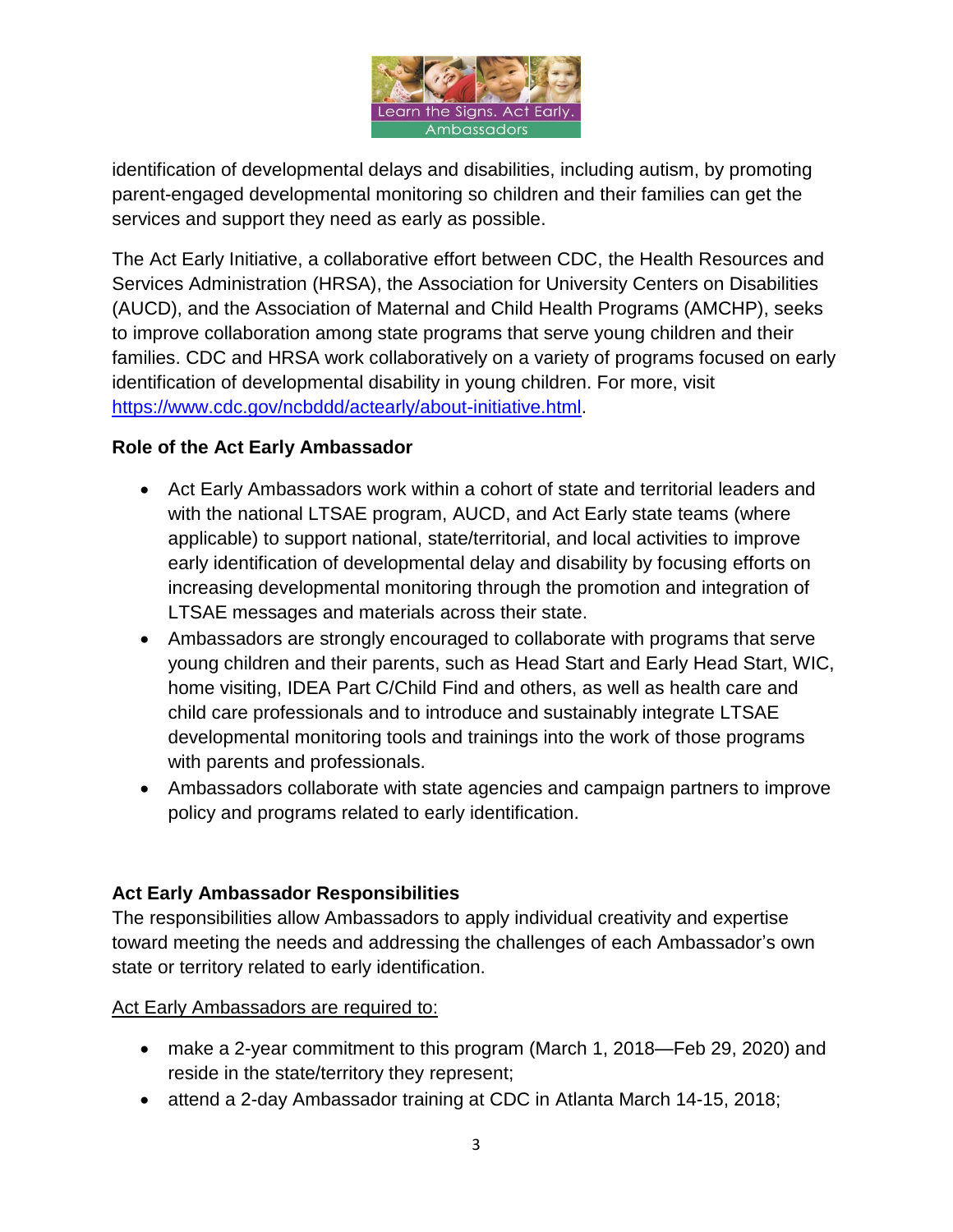identification of developmental delays and disabilities, including autism, by promoting parent-engaged developmental monitoring so children and their families can get the services and support they need as early as possible.

The Act Early Initiative, a collaborative effort between CDC, the Health Resources and Services Administration (HRSA), the Association for University Centers on Disabilities (AUCD), and the Association of Maternal and Child Health Programs (AMCHP), seeks to improve collaboration among state programs that serve young children and their families. CDC and HRSA work collaboratively on a variety of programs focused on early identification of developmental disability in young children. For more, visit https://www.cdc.gov/ncbddd/actearly/about-initiative.html.

**Role of the Act Early Ambassador**

- Act Early Ambassadors work within a cohort of state and territorial leaders and with the national LTSAE program, AUCD, and Act Early state teams (where applicable) to support national, state/territorial, and local activities to improve early identification of developmental delay and disability by focusing efforts on increasing developmental monitoring through the promotion and integration of LTSAE messages and materials across their state.
- Ambassadors are strongly encouraged to collaborate with programs that serve young children and their parents, such as Head Start and Early Head Start, WIC, home visiting, IDEA Part C/Child Find and others, as well as health care and child care professionals and to introduce and sustainably integrate LTSAE developmental monitoring tools and trainings into the work of those programs with parents and professionals.
- Ambassadors collaborate with state agencies and campaign partners to improve policy and programs related to early identification.

**Act Early Ambassador Responsibilities**

The responsibilities allow Ambassadors to apply individual creativity and expertise toward meeting the needs and addressing the challenges of each Ambassador's own state or territory related to early identification.

<u>Act Early Ambassadors are required to:</u>

- make a 2-year commitment to this program (March 1, 2018—Feb 29, 2020) and reside in the state/territory they represent;
- attend a 2-day Ambassador training at CDC in Atlanta March 14-15, 2018;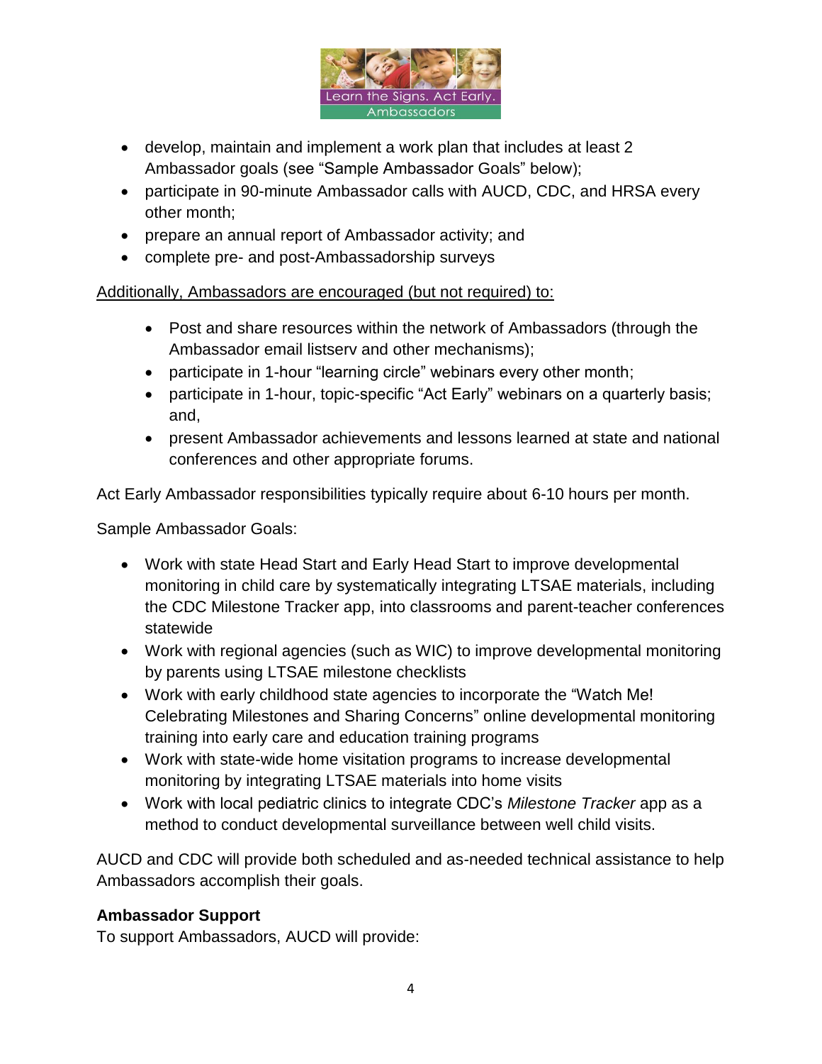- develop, maintain and implement a work plan that includes at least 2 Ambassador goals (see "Sample Ambassador Goals" below);
- participate in 90-minute Ambassador calls with AUCD, CDC, and HRSA every other month;
- prepare an annual report of Ambassador activity; and
- complete pre- and post-Ambassadorship surveys

Additionally, Ambassadors are encouraged (but not required) to:

- Post and share resources within the network of Ambassadors (through the Ambassador email listserv and other mechanisms);
- participate in 1-hour "learning circle" webinars every other month;
- participate in 1-hour, topic-specific "Act Early" webinars on a quarterly basis; and,
- present Ambassador achievements and lessons learned at state and national conferences and other appropriate forums.

Act Early Ambassador responsibilities typically require about 6-10 hours per month.

Sample Ambassador Goals:

- Work with state Head Start and Early Head Start to improve developmental monitoring in child care by systematically integrating LTSAE materials, including the CDC Milestone Tracker app, into classrooms and parent-teacher conferences statewide
- Work with regional agencies (such as WIC) to improve developmental monitoring by parents using LTSAE milestone checklists
- Work with early childhood state agencies to incorporate the "Watch Me! Celebrating Milestones and Sharing Concerns" online developmental monitoring training into early care and education training programs
- Work with state-wide home visitation programs to increase developmental monitoring by integrating LTSAE materials into home visits
- Work with local pediatric clinics to integrate CDC's *Milestone Tracker* app as a method to conduct developmental surveillance between well child visits.

AUCD and CDC will provide both scheduled and as-needed technical assistance to help Ambassadors accomplish their goals.

**Ambassador Support**

To support Ambassadors, AUCD will provide: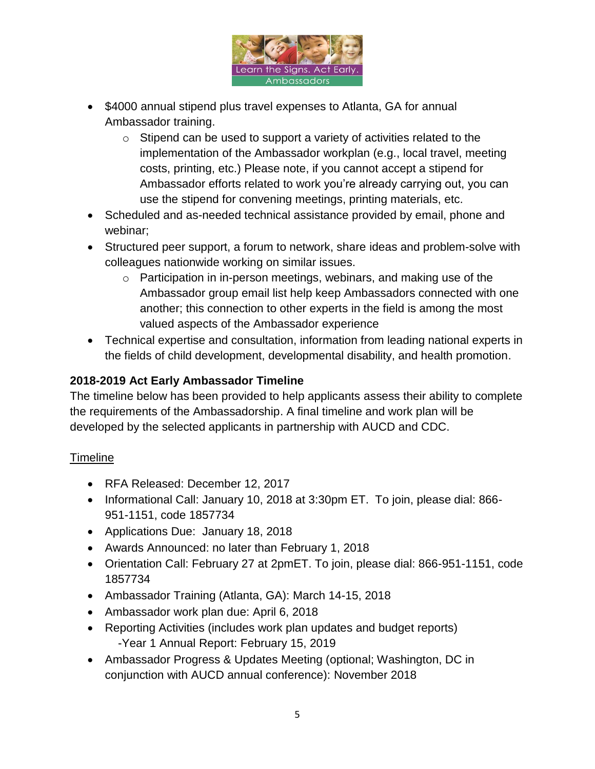- $4000 annual stipend plus travel expenses to Atlanta, GA for annual Ambassador training.
  - Stipend can be used to support a variety of activities related to the implementation of the Ambassador workplan (e.g., local travel, meeting costs, printing, etc.) Please note, if you cannot accept a stipend for Ambassador efforts related to work you're already carrying out, you can use the stipend for convening meetings, printing materials, etc.
- Scheduled and as-needed technical assistance provided by email, phone and webinar;
- Structured peer support, a forum to network, share ideas and problem-solve with colleagues nationwide working on similar issues.
  - Participation in in-person meetings, webinars, and making use of the Ambassador group email list help keep Ambassadors connected with one another; this connection to other experts in the field is among the most valued aspects of the Ambassador experience
- Technical expertise and consultation, information from leading national experts in the fields of child development, developmental disability, and health promotion.

**2018-2019 Act Early Ambassador Timeline**

The timeline below has been provided to help applicants assess their ability to complete the requirements of the Ambassadorship. A final timeline and work plan will be developed by the selected applicants in partnership with AUCD and CDC.

<u>Timeline</u>

- RFA Released: December 12, 2017
- Informational Call: January 10, 2018 at 3:30pm ET. To join, please dial: 866-951-1151, code 1857734
- Applications Due: January 18, 2018
- Awards Announced: no later than February 1, 2018
- Orientation Call: February 27 at 2pmET. To join, please dial: 866-951-1151, code 1857734
- Ambassador Training (Atlanta, GA): March 14-15, 2018
- Ambassador work plan due: April 6, 2018
- Reporting Activities (includes work plan updates and budget reports)
  -Year 1 Annual Report: February 15, 2019
- Ambassador Progress & Updates Meeting (optional; Washington, DC in conjunction with AUCD annual conference): November 2018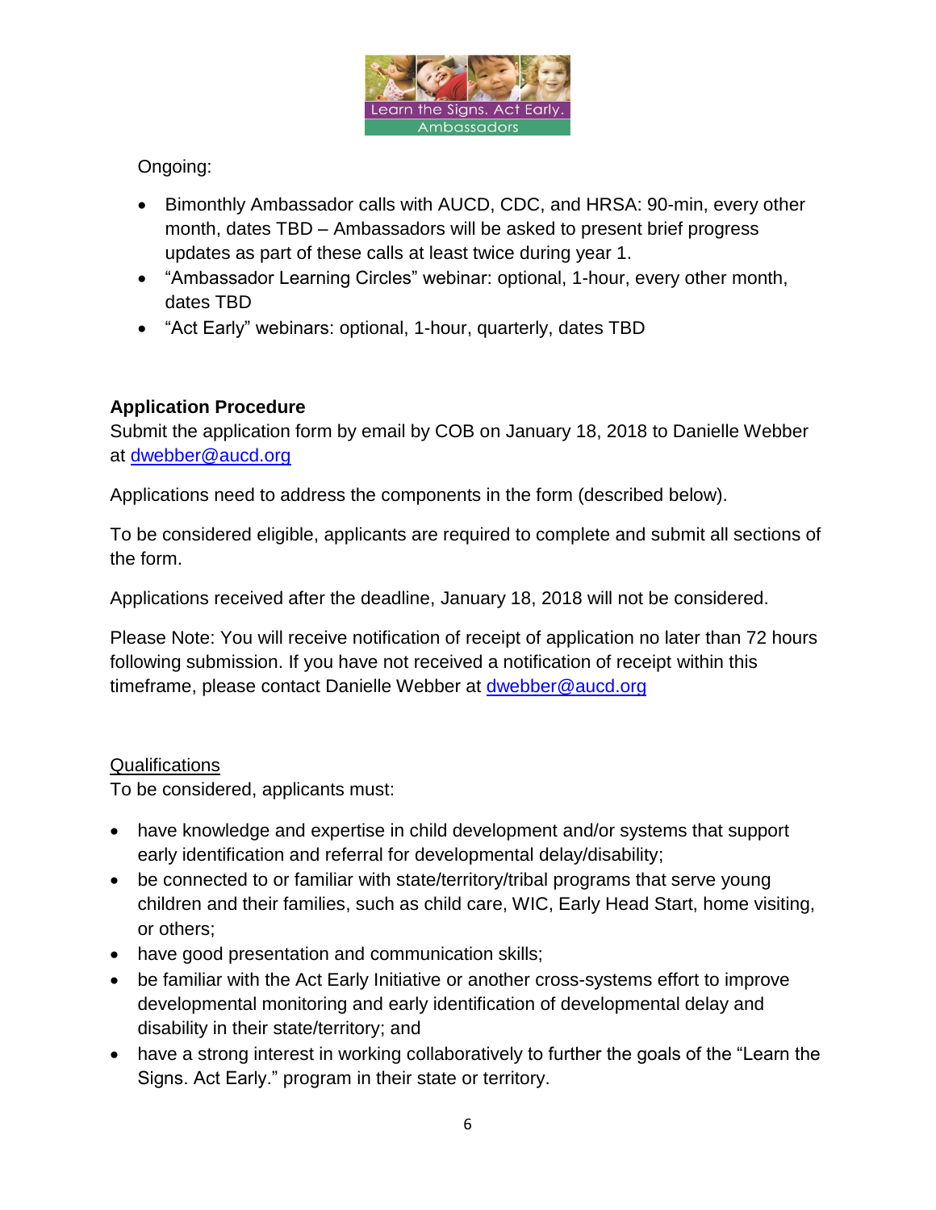Ongoing:

- Bimonthly Ambassador calls with AUCD, CDC, and HRSA: 90-min, every other month, dates TBD – Ambassadors will be asked to present brief progress updates as part of these calls at least twice during year 1.
- "Ambassador Learning Circles" webinar: optional, 1-hour, every other month, dates TBD
- "Act Early" webinars: optional, 1-hour, quarterly, dates TBD

**Application Procedure**

Submit the application form by email by COB on January 18, 2018 to Danielle Webber at dwebber@aucd.org

Applications need to address the components in the form (described below).

To be considered eligible, applicants are required to complete and submit all sections of the form.

Applications received after the deadline, January 18, 2018 will not be considered.

Please Note: You will receive notification of receipt of application no later than 72 hours following submission. If you have not received a notification of receipt within this timeframe, please contact Danielle Webber at dwebber@aucd.org

Qualifications

To be considered, applicants must:

- have knowledge and expertise in child development and/or systems that support early identification and referral for developmental delay/disability;
- be connected to or familiar with state/territory/tribal programs that serve young children and their families, such as child care, WIC, Early Head Start, home visiting, or others;
- have good presentation and communication skills;
- be familiar with the Act Early Initiative or another cross-systems effort to improve developmental monitoring and early identification of developmental delay and disability in their state/territory; and
- have a strong interest in working collaboratively to further the goals of the "Learn the Signs. Act Early." program in their state or territory.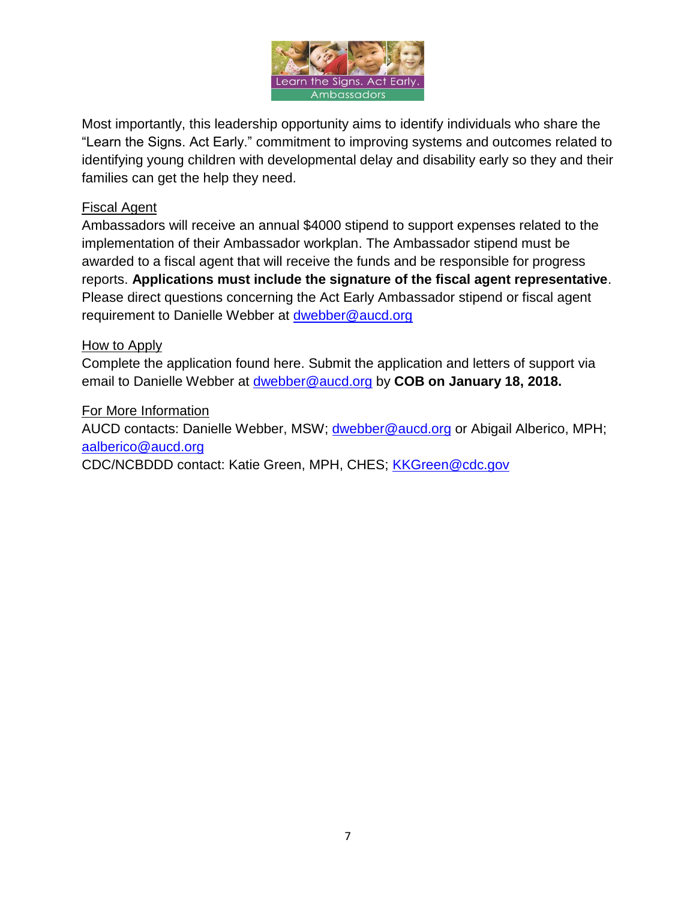Most importantly, this leadership opportunity aims to identify individuals who share the "Learn the Signs. Act Early." commitment to improving systems and outcomes related to identifying young children with developmental delay and disability early so they and their families can get the help they need.

Fiscal Agent

Ambassadors will receive an annual $4000 stipend to support expenses related to the implementation of their Ambassador workplan. The Ambassador stipend must be awarded to a fiscal agent that will receive the funds and be responsible for progress reports. **Applications must include the signature of the fiscal agent representative**. Please direct questions concerning the Act Early Ambassador stipend or fiscal agent requirement to Danielle Webber at dwebber@aucd.org

How to Apply

Complete the application found here. Submit the application and letters of support via email to Danielle Webber at dwebber@aucd.org by **COB on January 18, 2018.**

For More Information

AUCD contacts: Danielle Webber, MSW; dwebber@aucd.org or Abigail Alberico, MPH; aalberico@aucd.org

CDC/NCBDDD contact: Katie Green, MPH, CHES; KKGreen@cdc.gov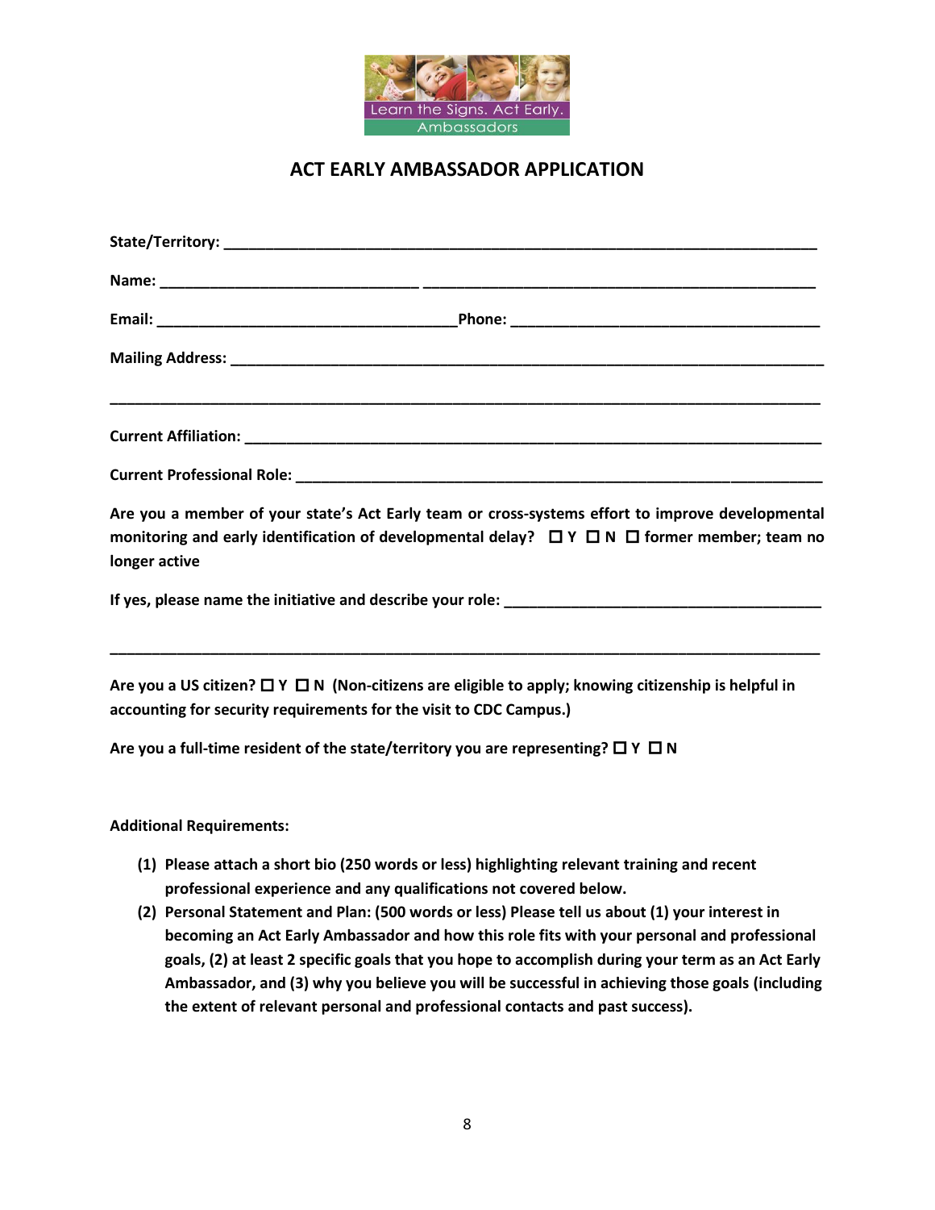# ACT EARLY AMBASSADOR APPLICATION

**State/Territory:** ___________________________________________________________________

**Name:** ______________________________ ____________________________________________

**Email:** ___________________________________**Phone:** ___________________________________

**Mailing Address:** ______________________________________________________________________

_________________________________________________________________________________

**Current Affiliation:** ___________________________________________________________________

**Current Professional Role:** _____________________________________________________________

**Are you a member of your state's Act Early team or cross-systems effort to improve developmental monitoring and early identification of developmental delay? ☐ Y ☐ N ☐ former member; team no longer active**

**If yes, please name the initiative and describe your role:** _____________________________________

_________________________________________________________________________________

**Are you a US citizen? ☐ Y ☐ N (Non-citizens are eligible to apply; knowing citizenship is helpful in accounting for security requirements for the visit to CDC Campus.)**

**Are you a full-time resident of the state/territory you are representing? ☐ Y ☐ N**

**Additional Requirements:**

1. **Please attach a short bio (250 words or less) highlighting relevant training and recent professional experience and any qualifications not covered below.**
2. **Personal Statement and Plan: (500 words or less) Please tell us about (1) your interest in becoming an Act Early Ambassador and how this role fits with your personal and professional goals, (2) at least 2 specific goals that you hope to accomplish during your term as an Act Early Ambassador, and (3) why you believe you will be successful in achieving those goals (including the extent of relevant personal and professional contacts and past success).**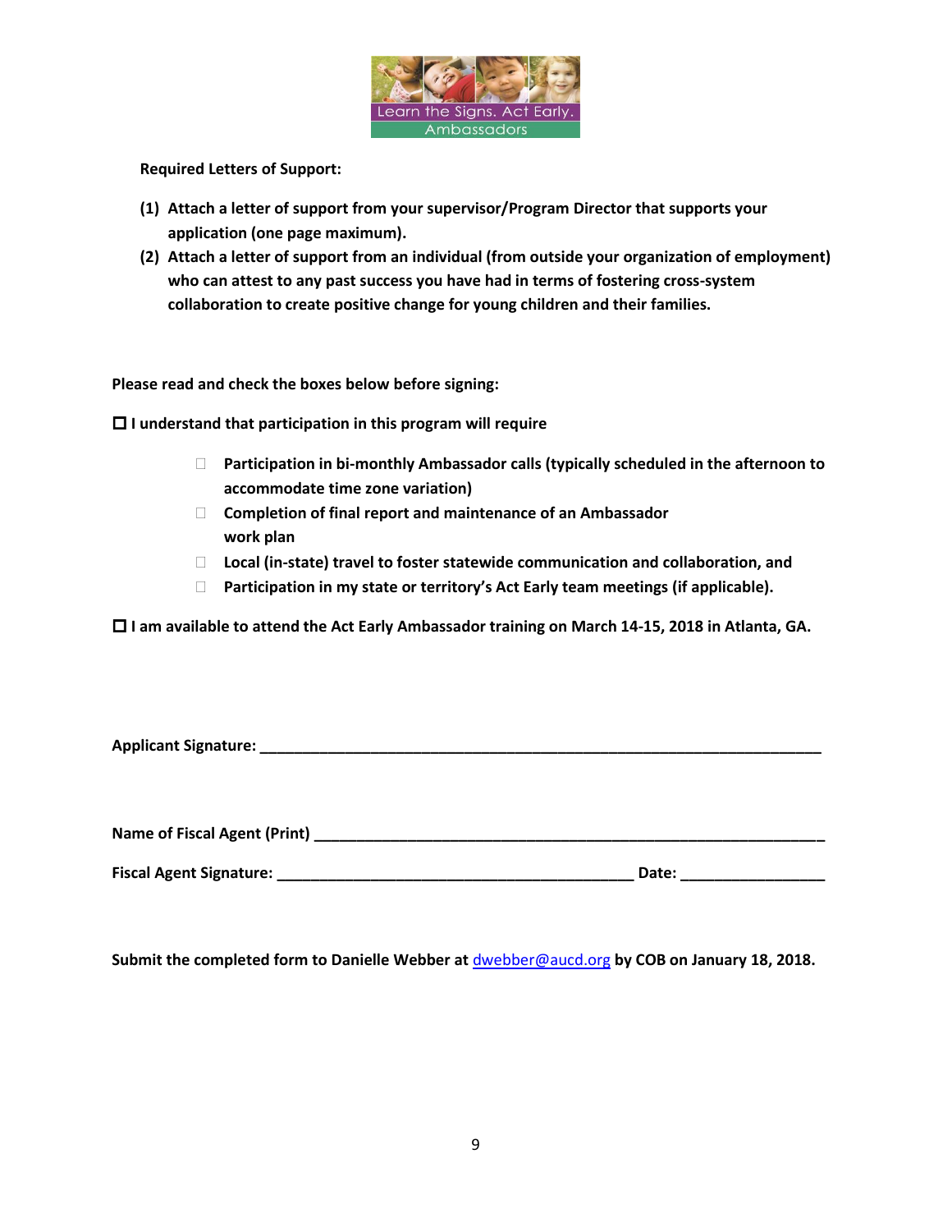**Required Letters of Support:**

1. **Attach a letter of support from your supervisor/Program Director that supports your application (one page maximum).**
2. **Attach a letter of support from an individual (from outside your organization of employment) who can attest to any past success you have had in terms of fostering cross-system collaboration to create positive change for young children and their families.**

**Please read and check the boxes below before signing:**

☐ **I understand that participation in this program will require**

- ☐ **Participation in bi-monthly Ambassador calls (typically scheduled in the afternoon to accommodate time zone variation)**
- ☐ **Completion of final report and maintenance of an Ambassador work plan**
- ☐ **Local (in-state) travel to foster statewide communication and collaboration, and**
- ☐ **Participation in my state or territory's Act Early team meetings (if applicable).**

☐ **I am available to attend the Act Early Ambassador training on March 14-15, 2018 in Atlanta, GA.**

**Applicant Signature: \_\_\_\_\_\_\_\_\_\_\_\_\_\_\_\_\_\_\_\_\_\_\_\_\_\_\_\_\_\_\_\_\_\_\_\_\_\_\_\_\_\_\_\_\_\_\_\_\_\_\_\_\_\_\_\_\_\_\_\_\_\_**

**Name of Fiscal Agent (Print) \_\_\_\_\_\_\_\_\_\_\_\_\_\_\_\_\_\_\_\_\_\_\_\_\_\_\_\_\_\_\_\_\_\_\_\_\_\_\_\_\_\_\_\_\_\_\_\_\_\_\_\_\_\_\_\_\_\_**

**Fiscal Agent Signature: \_\_\_\_\_\_\_\_\_\_\_\_\_\_\_\_\_\_\_\_\_\_\_\_\_\_\_\_\_\_\_\_\_\_\_\_\_\_\_\_ Date: \_\_\_\_\_\_\_\_\_\_\_\_\_\_\_\_**

**Submit the completed form to Danielle Webber at [dwebber@aucd.org](mailto:dwebber@aucd.org) by COB on January 18, 2018.**